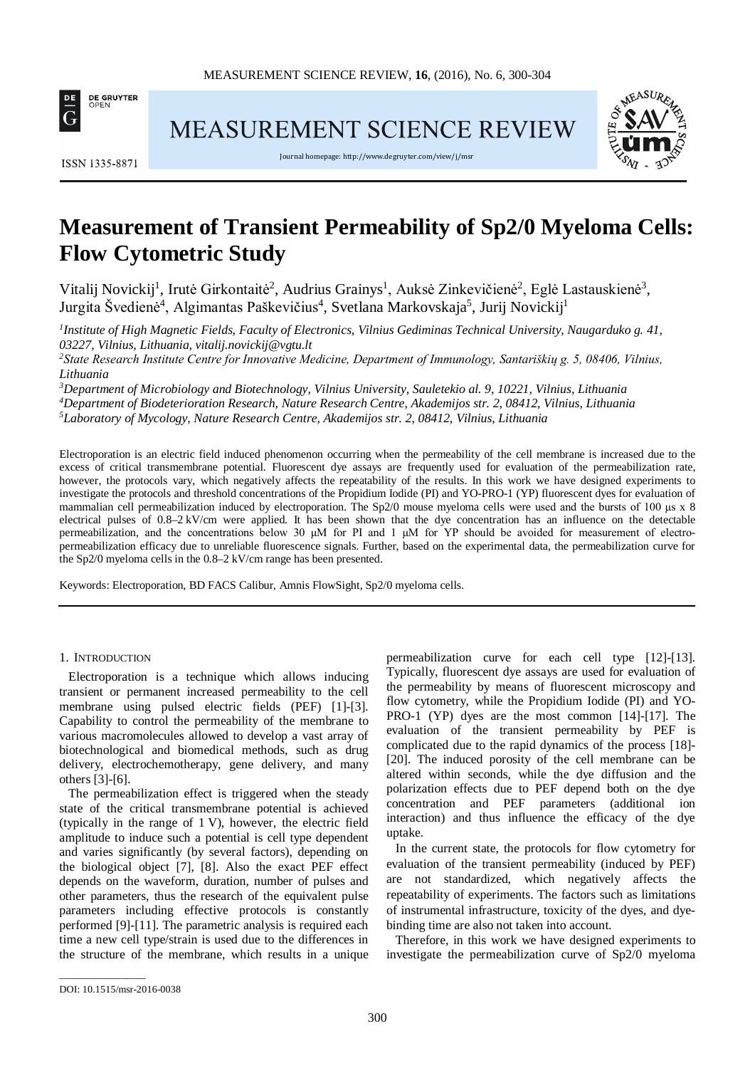# Measurement of Transient Permeability of Sp2/0 Myeloma Cells: Flow Cytometric Study

Vitalij Novickij[1], Irutė Girkontaitė[2], Audrius Grainys[1], Auksė Zinkevičienė[2], Eglė Lastauskienė[3], Jurgita Švedienė[4], Algimantas Paškevičius[4], Svetlana Markovskaja[5], Jurij Novickij[1]

*[1]Institute of High Magnetic Fields, Faculty of Electronics, Vilnius Gediminas Technical University, Naugarduko g. 41, 03227, Vilnius, Lithuania, vitalij.novickij@vgtu.lt*

*[2]State Research Institute Centre for Innovative Medicine, Department of Immunology, Santariškių g. 5, 08406, Vilnius, Lithuania*

*[3]Department of Microbiology and Biotechnology, Vilnius University, Sauletekio al. 9, 10221, Vilnius, Lithuania*

*[4]Department of Biodeterioration Research, Nature Research Centre, Akademijos str. 2, 08412, Vilnius, Lithuania*

*[5]Laboratory of Mycology, Nature Research Centre, Akademijos str. 2, 08412, Vilnius, Lithuania*

Electroporation is an electric field induced phenomenon occurring when the permeability of the cell membrane is increased due to the excess of critical transmembrane potential. Fluorescent dye assays are frequently used for evaluation of the permeabilization rate, however, the protocols vary, which negatively affects the repeatability of the results. In this work we have designed experiments to investigate the protocols and threshold concentrations of the Propidium Iodide (PI) and YO-PRO-1 (YP) fluorescent dyes for evaluation of mammalian cell permeabilization induced by electroporation. The Sp2/0 mouse myeloma cells were used and the bursts of 100 µs x 8 electrical pulses of 0.8–2 kV/cm were applied. It has been shown that the dye concentration has an influence on the detectable permeabilization, and the concentrations below 30 µM for PI and 1 µM for YP should be avoided for measurement of electro-permeabilization efficacy due to unreliable fluorescence signals. Further, based on the experimental data, the permeabilization curve for the Sp2/0 myeloma cells in the 0.8–2 kV/cm range has been presented.

Keywords: Electroporation, BD FACS Calibur, Amnis FlowSight, Sp2/0 myeloma cells.

## 1. Introduction

Electroporation is a technique which allows inducing transient or permanent increased permeability to the cell membrane using pulsed electric fields (PEF) [1]-[3]. Capability to control the permeability of the membrane to various macromolecules allowed to develop a vast array of biotechnological and biomedical methods, such as drug delivery, electrochemotherapy, gene delivery, and many others [3]-[6].

The permeabilization effect is triggered when the steady state of the critical transmembrane potential is achieved (typically in the range of 1 V), however, the electric field amplitude to induce such a potential is cell type dependent and varies significantly (by several factors), depending on the biological object [7], [8]. Also the exact PEF effect depends on the waveform, duration, number of pulses and other parameters, thus the research of the equivalent pulse parameters including effective protocols is constantly performed [9]-[11]. The parametric analysis is required each time a new cell type/strain is used due to the differences in the structure of the membrane, which results in a unique permeabilization curve for each cell type [12]-[13]. Typically, fluorescent dye assays are used for evaluation of the permeability by means of fluorescent microscopy and flow cytometry, while the Propidium Iodide (PI) and YO-PRO-1 (YP) dyes are the most common [14]-[17]. The evaluation of the transient permeability by PEF is complicated due to the rapid dynamics of the process [18]-[20]. The induced porosity of the cell membrane can be altered within seconds, while the dye diffusion and the polarization effects due to PEF depend both on the dye concentration and PEF parameters (additional ion interaction) and thus influence the efficacy of the dye uptake.

In the current state, the protocols for flow cytometry for evaluation of the transient permeability (induced by PEF) are not standardized, which negatively affects the repeatability of experiments. The factors such as limitations of instrumental infrastructure, toxicity of the dyes, and dye-binding time are also not taken into account.

Therefore, in this work we have designed experiments to investigate the permeabilization curve of Sp2/0 myeloma

DOI: 10.1515/msr-2016-0038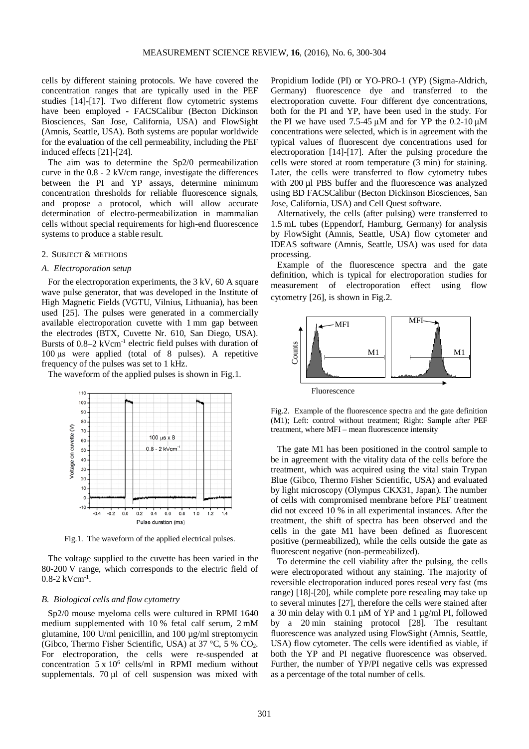cells by different staining protocols. We have covered the concentration ranges that are typically used in the PEF studies [14]-[17]. Two different flow cytometric systems have been employed - FACSCalibur (Becton Dickinson Biosciences, San Jose, California, USA) and FlowSight (Amnis, Seattle, USA). Both systems are popular worldwide for the evaluation of the cell permeability, including the PEF induced effects [21]-[24].

The aim was to determine the Sp2/0 permeabilization curve in the 0.8 - 2 kV/cm range, investigate the differences between the PI and YP assays, determine minimum concentration thresholds for reliable fluorescence signals, and propose a protocol, which will allow accurate determination of electro-permeabilization in mammalian cells without special requirements for high-end fluorescence systems to produce a stable result.

## 2. Subject & methods

### A. Electroporation setup

For the electroporation experiments, the 3 kV, 60 A square wave pulse generator, that was developed in the Institute of High Magnetic Fields (VGTU, Vilnius, Lithuania), has been used [25]. The pulses were generated in a commercially available electroporation cuvette with 1 mm gap between the electrodes (BTX, Cuvette Nr. 610, San Diego, USA). Bursts of 0.8–2 $kVcm^{-1}$ electric field pulses with duration of 100 μs were applied (total of 8 pulses). A repetitive frequency of the pulses was set to 1 kHz.

The waveform of the applied pulses is shown in Fig.1.

Fig.1. The waveform of the applied electrical pulses.

The voltage supplied to the cuvette has been varied in the 80-200 V range, which corresponds to the electric field of 0.8-2 $kVcm^{-1}$.

### B. Biological cells and flow cytometry

Sp2/0 mouse myeloma cells were cultured in RPMI 1640 medium supplemented with 10 % fetal calf serum, 2 mM glutamine, 100 U/ml penicillin, and 100 μg/ml streptomycin (Gibco, Thermo Fisher Scientific, USA) at 37 °C, 5 % $CO_2$. For electroporation, the cells were re-suspended at concentration $5 \times 10^6$ cells/ml in RPMI medium without supplementals. 70 μl of cell suspension was mixed with Propidium Iodide (PI) or YO-PRO-1 (YP) (Sigma-Aldrich, Germany) fluorescence dye and transferred to the electroporation cuvette. Four different dye concentrations, both for the PI and YP, have been used in the study. For the PI we have used 7.5-45 μM and for YP the 0.2-10 μM concentrations were selected, which is in agreement with the typical values of fluorescent dye concentrations used for electroporation [14]-[17]. After the pulsing procedure the cells were stored at room temperature (3 min) for staining. Later, the cells were transferred to flow cytometry tubes with 200 μl PBS buffer and the fluorescence was analyzed using BD FACSCalibur (Becton Dickinson Biosciences, San Jose, California, USA) and Cell Quest software.

Alternatively, the cells (after pulsing) were transferred to 1.5 mL tubes (Eppendorf, Hamburg, Germany) for analysis by FlowSight (Amnis, Seattle, USA) flow cytometer and IDEAS software (Amnis, Seattle, USA) was used for data processing.

Example of the fluorescence spectra and the gate definition, which is typical for electroporation studies for measurement of electroporation effect using flow cytometry [26], is shown in Fig.2.

Fig.2. Example of the fluorescence spectra and the gate definition (M1); Left: control without treatment; Right: Sample after PEF treatment, where MFI – mean fluorescence intensity

The gate M1 has been positioned in the control sample to be in agreement with the vitality data of the cells before the treatment, which was acquired using the vital stain Trypan Blue (Gibco, Thermo Fisher Scientific, USA) and evaluated by light microscopy (Olympus CKX31, Japan). The number of cells with compromised membrane before PEF treatment did not exceed 10 % in all experimental instances. After the treatment, the shift of spectra has been observed and the cells in the gate M1 have been defined as fluorescent positive (permeabilized), while the cells outside the gate as fluorescent negative (non-permeabilized).

To determine the cell viability after the pulsing, the cells were electroporated without any staining. The majority of reversible electroporation induced pores reseal very fast (ms range) [18]-[20], while complete pore resealing may take up to several minutes [27], therefore the cells were stained after a 30 min delay with 0.1 μM of YP and 1 μg/ml PI, followed by a 20 min staining protocol [28]. The resultant fluorescence was analyzed using FlowSight (Amnis, Seattle, USA) flow cytometer. The cells were identified as viable, if both the YP and PI negative fluorescence was observed. Further, the number of YP/PI negative cells was expressed as a percentage of the total number of cells.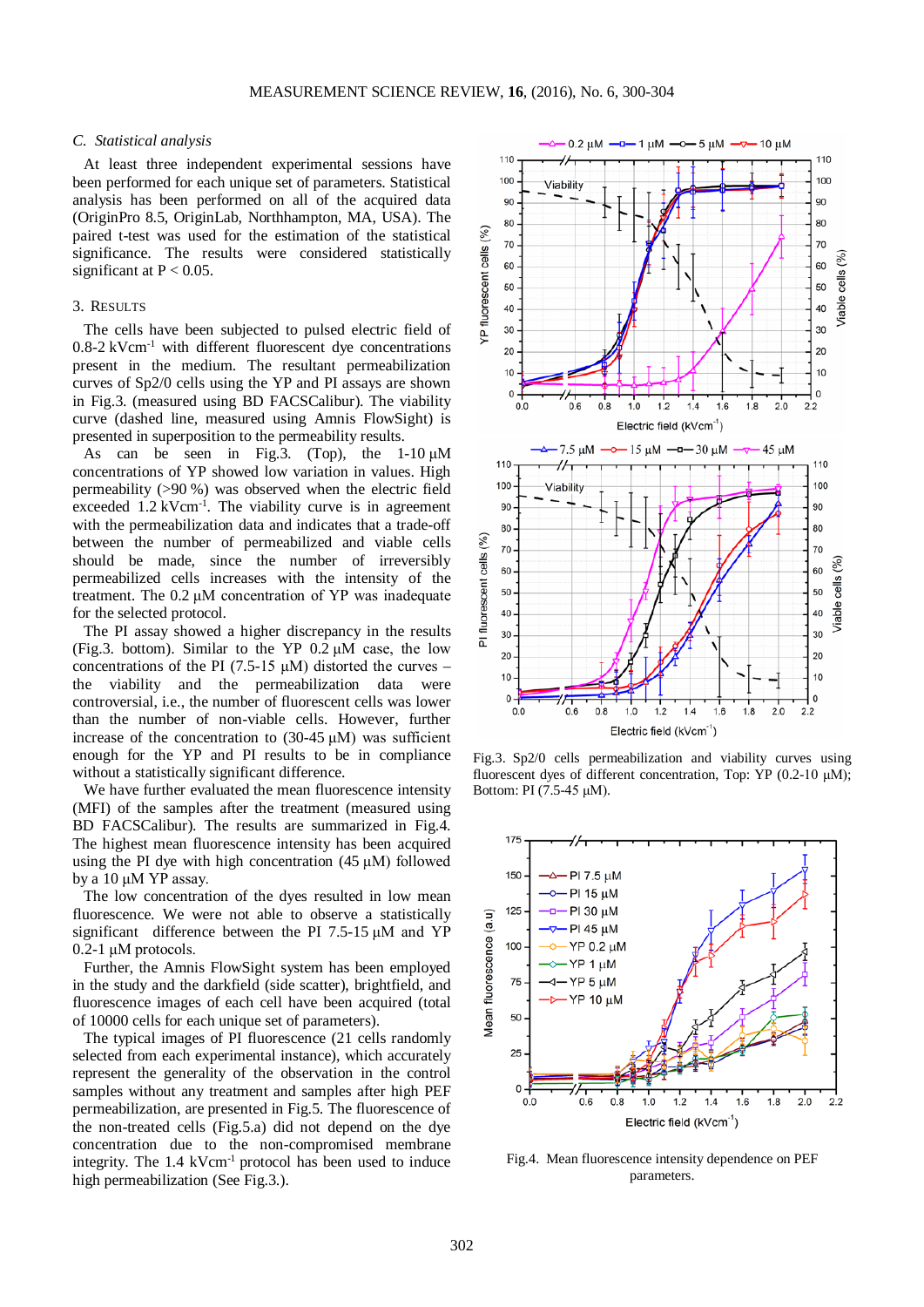### C. Statistical analysis

At least three independent experimental sessions have been performed for each unique set of parameters. Statistical analysis has been performed on all of the acquired data (OriginPro 8.5, OriginLab, Northhampton, MA, USA). The paired t-test was used for the estimation of the statistical significance. The results were considered statistically significant at $P < 0.05$.

## 3. RESULTS

The cells have been subjected to pulsed electric field of 0.8-2 $kVcm^{-1}$ with different fluorescent dye concentrations present in the medium. The resultant permeabilization curves of Sp2/0 cells using the YP and PI assays are shown in Fig.3. (measured using BD FACSCalibur). The viability curve (dashed line, measured using Amnis FlowSight) is presented in superposition to the permeability results.

As can be seen in Fig.3. (Top), the 1-10 μM concentrations of YP showed low variation in values. High permeability (>90 %) was observed when the electric field exceeded 1.2 $kVcm^{-1}$. The viability curve is in agreement with the permeabilization data and indicates that a trade-off between the number of permeabilized and viable cells should be made, since the number of irreversibly permeabilized cells increases with the intensity of the treatment. The 0.2 μM concentration of YP was inadequate for the selected protocol.

The PI assay showed a higher discrepancy in the results (Fig.3. bottom). Similar to the YP 0.2 μM case, the low concentrations of the PI (7.5-15 μM) distorted the curves – the viability and the permeabilization data were controversial, i.e., the number of fluorescent cells was lower than the number of non-viable cells. However, further increase of the concentration to (30-45 μM) was sufficient enough for the YP and PI results to be in compliance without a statistically significant difference.

We have further evaluated the mean fluorescence intensity (MFI) of the samples after the treatment (measured using BD FACSCalibur). The results are summarized in Fig.4. The highest mean fluorescence intensity has been acquired using the PI dye with high concentration (45 μM) followed by a 10 μM YP assay.

The low concentration of the dyes resulted in low mean fluorescence. We were not able to observe a statistically significant difference between the PI 7.5-15 μM and YP 0.2-1 μM protocols.

Further, the Amnis FlowSight system has been employed in the study and the darkfield (side scatter), brightfield, and fluorescence images of each cell have been acquired (total of 10000 cells for each unique set of parameters).

The typical images of PI fluorescence (21 cells randomly selected from each experimental instance), which accurately represent the generality of the observation in the control samples without any treatment and samples after high PEF permeabilization, are presented in Fig.5. The fluorescence of the non-treated cells (Fig.5.a) did not depend on the dye concentration due to the non-compromised membrane integrity. The 1.4 $kVcm^{-1}$ protocol has been used to induce high permeabilization (See Fig.3.).

Fig.3. Sp2/0 cells permeabilization and viability curves using fluorescent dyes of different concentration, Top: YP (0.2-10 μM); Bottom: PI (7.5-45 μM).

Fig.4. Mean fluorescence intensity dependence on PEF parameters.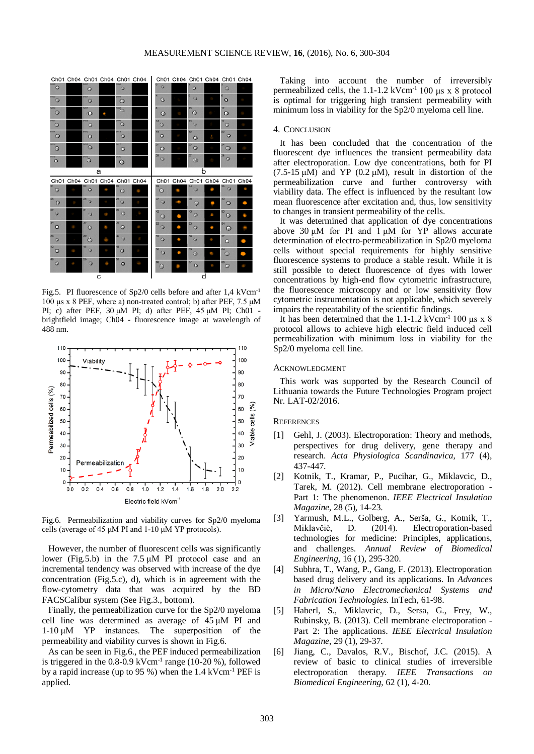Fig.5. PI fluorescence of Sp2/0 cells before and after 1,4 kVcm$^{-1}$ 100 µs x 8 PEF, where a) non-treated control; b) after PEF, 7.5 µM PI; c) after PEF, 30 µM PI; d) after PEF, 45 µM PI; Ch01 - brightfield image; Ch04 - fluorescence image at wavelength of 488 nm.

Fig.6. Permeabilization and viability curves for Sp2/0 myeloma cells (average of 45 µM PI and 1-10 µM YP protocols).

However, the number of fluorescent cells was significantly lower (Fig.5.b) in the 7.5 µM PI protocol case and an incremental tendency was observed with increase of the dye concentration (Fig.5.c), d), which is in agreement with the flow-cytometry data that was acquired by the BD FACSCalibur system (See Fig.3., bottom).

Finally, the permeabilization curve for the Sp2/0 myeloma cell line was determined as average of 45 µM PI and 1-10 µM YP instances. The superposition of the permeability and viability curves is shown in Fig.6.

As can be seen in Fig.6., the PEF induced permeabilization is triggered in the 0.8-0.9 kVcm$^{-1}$ range (10-20 %), followed by a rapid increase (up to 95 %) when the 1.4 kVcm$^{-1}$ PEF is applied.

Taking into account the number of irreversibly permeabilized cells, the 1.1-1.2 kVcm$^{-1}$ 100 µs x 8 protocol is optimal for triggering high transient permeability with minimum loss in viability for the Sp2/0 myeloma cell line.

## 4. Conclusion

It has been concluded that the concentration of the fluorescent dye influences the transient permeability data after electroporation. Low dye concentrations, both for PI (7.5-15 µM) and YP (0.2 µM), result in distortion of the permeabilization curve and further controversy with viability data. The effect is influenced by the resultant low mean fluorescence after excitation and, thus, low sensitivity to changes in transient permeability of the cells.

It was determined that application of dye concentrations above 30 µM for PI and 1 µM for YP allows accurate determination of electro-permeabilization in Sp2/0 myeloma cells without special requirements for highly sensitive fluorescence systems to produce a stable result. While it is still possible to detect fluorescence of dyes with lower concentrations by high-end flow cytometric infrastructure, the fluorescence microscopy and or low sensitivity flow cytometric instrumentation is not applicable, which severely impairs the repeatability of the scientific findings.

It has been determined that the 1.1-1.2 kVcm$^{-1}$ 100 µs x 8 protocol allows to achieve high electric field induced cell permeabilization with minimum loss in viability for the Sp2/0 myeloma cell line.

## Acknowledgment

This work was supported by the Research Council of Lithuania towards the Future Technologies Program project Nr. LAT-02/2016.

## References

[1] Gehl, J. (2003). Electroporation: Theory and methods, perspectives for drug delivery, gene therapy and research. *Acta Physiologica Scandinavica*, 177 (4), 437-447.

[2] Kotnik, T., Kramar, P., Pucihar, G., Miklavcic, D., Tarek, M. (2012). Cell membrane electroporation - Part 1: The phenomenon. *IEEE Electrical Insulation Magazine*, 28 (5), 14-23.

[3] Yarmush, M.L., Golberg, A., Serša, G., Kotnik, T., Miklavčič, D. (2014). Electroporation-based technologies for medicine: Principles, applications, and challenges. *Annual Review of Biomedical Engineering*, 16 (1), 295-320.

[4] Subhra, T., Wang, P., Gang, F. (2013). Electroporation based drug delivery and its applications. In *Advances in Micro/Nano Electromechanical Systems and Fabrication Technologies*. InTech, 61-98.

[5] Haberl, S., Miklavcic, D., Sersa, G., Frey, W., Rubinsky, B. (2013). Cell membrane electroporation - Part 2: The applications. *IEEE Electrical Insulation Magazine*, 29 (1), 29-37.

[6] Jiang, C., Davalos, R.V., Bischof, J.C. (2015). A review of basic to clinical studies of irreversible electroporation therapy. *IEEE Transactions on Biomedical Engineering*, 62 (1), 4-20.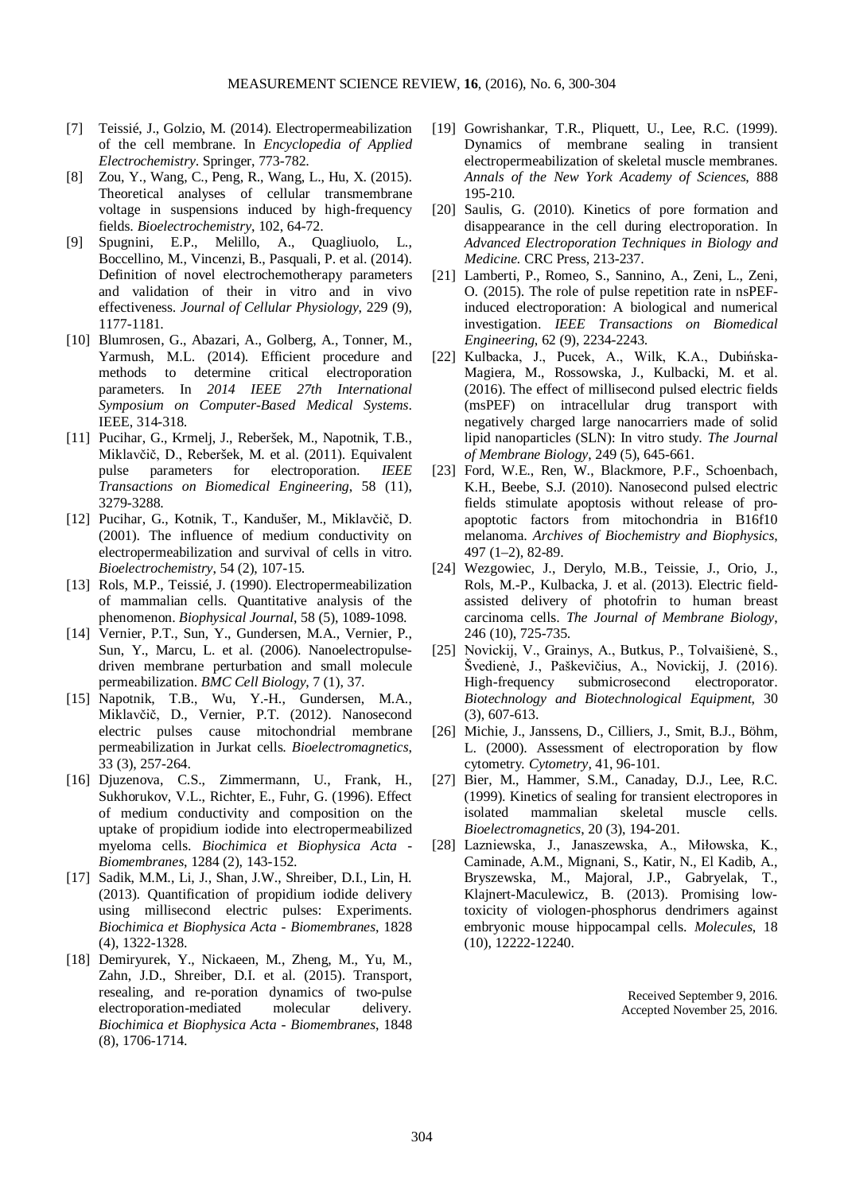[7] Teissié, J., Golzio, M. (2014). Electropermeabilization of the cell membrane. In *Encyclopedia of Applied Electrochemistry*. Springer, 773-782.

[8] Zou, Y., Wang, C., Peng, R., Wang, L., Hu, X. (2015). Theoretical analyses of cellular transmembrane voltage in suspensions induced by high-frequency fields. *Bioelectrochemistry*, 102, 64-72.

[9] Spugnini, E.P., Melillo, A., Quagliuolo, L., Boccellino, M., Vincenzi, B., Pasquali, P. et al. (2014). Definition of novel electrochemotherapy parameters and validation of their in vitro and in vivo effectiveness. *Journal of Cellular Physiology*, 229 (9), 1177-1181.

[10] Blumrosen, G., Abazari, A., Golberg, A., Tonner, M., Yarmush, M.L. (2014). Efficient procedure and methods to determine critical electroporation parameters. In *2014 IEEE 27th International Symposium on Computer-Based Medical Systems*. IEEE, 314-318.

[11] Pucihar, G., Krmelj, J., Reberšek, M., Napotnik, T.B., Miklavčič, D., Reberšek, M. et al. (2011). Equivalent pulse parameters for electroporation. *IEEE Transactions on Biomedical Engineering*, 58 (11), 3279-3288.

[12] Pucihar, G., Kotnik, T., Kandušer, M., Miklavčič, D. (2001). The influence of medium conductivity on electropermeabilization and survival of cells in vitro. *Bioelectrochemistry*, 54 (2), 107-15.

[13] Rols, M.P., Teissié, J. (1990). Electropermeabilization of mammalian cells. Quantitative analysis of the phenomenon. *Biophysical Journal*, 58 (5), 1089-1098.

[14] Vernier, P.T., Sun, Y., Gundersen, M.A., Vernier, P., Sun, Y., Marcu, L. et al. (2006). Nanoelectropulse-driven membrane perturbation and small molecule permeabilization. *BMC Cell Biology*, 7 (1), 37.

[15] Napotnik, T.B., Wu, Y.-H., Gundersen, M.A., Miklavčič, D., Vernier, P.T. (2012). Nanosecond electric pulses cause mitochondrial membrane permeabilization in Jurkat cells. *Bioelectromagnetics*, 33 (3), 257-264.

[16] Djuzenova, C.S., Zimmermann, U., Frank, H., Sukhorukov, V.L., Richter, E., Fuhr, G. (1996). Effect of medium conductivity and composition on the uptake of propidium iodide into electropermeabilized myeloma cells. *Biochimica et Biophysica Acta - Biomembranes*, 1284 (2), 143-152.

[17] Sadik, M.M., Li, J., Shan, J.W., Shreiber, D.I., Lin, H. (2013). Quantification of propidium iodide delivery using millisecond electric pulses: Experiments. *Biochimica et Biophysica Acta - Biomembranes*, 1828 (4), 1322-1328.

[18] Demiryurek, Y., Nickaeen, M., Zheng, M., Yu, M., Zahn, J.D., Shreiber, D.I. et al. (2015). Transport, resealing, and re-poration dynamics of two-pulse electroporation-mediated molecular delivery. *Biochimica et Biophysica Acta - Biomembranes*, 1848 (8), 1706-1714.

[19] Gowrishankar, T.R., Pliquett, U., Lee, R.C. (1999). Dynamics of membrane sealing in transient electropermeabilization of skeletal muscle membranes. *Annals of the New York Academy of Sciences*, 888 195-210.

[20] Saulis, G. (2010). Kinetics of pore formation and disappearance in the cell during electroporation. In *Advanced Electroporation Techniques in Biology and Medicine*. CRC Press, 213-237.

[21] Lamberti, P., Romeo, S., Sannino, A., Zeni, L., Zeni, O. (2015). The role of pulse repetition rate in nsPEF-induced electroporation: A biological and numerical investigation. *IEEE Transactions on Biomedical Engineering*, 62 (9), 2234-2243.

[22] Kulbacka, J., Pucek, A., Wilk, K.A., Dubińska-Magiera, M., Rossowska, J., Kulbacki, M. et al. (2016). The effect of millisecond pulsed electric fields (msPEF) on intracellular drug transport with negatively charged large nanocarriers made of solid lipid nanoparticles (SLN): In vitro study. *The Journal of Membrane Biology*, 249 (5), 645-661.

[23] Ford, W.E., Ren, W., Blackmore, P.F., Schoenbach, K.H., Beebe, S.J. (2010). Nanosecond pulsed electric fields stimulate apoptosis without release of pro-apoptotic factors from mitochondria in B16f10 melanoma. *Archives of Biochemistry and Biophysics*, 497 (1–2), 82-89.

[24] Wezgowiec, J., Derylo, M.B., Teissie, J., Orio, J., Rols, M.-P., Kulbacka, J. et al. (2013). Electric field-assisted delivery of photofrin to human breast carcinoma cells. *The Journal of Membrane Biology*, 246 (10), 725-735.

[25] Novickij, V., Grainys, A., Butkus, P., Tolvaišienė, S., Švedienė, J., Paškevičius, A., Novickij, J. (2016). High-frequency submicrosecond electroporator. *Biotechnology and Biotechnological Equipment*, 30 (3), 607-613.

[26] Michie, J., Janssens, D., Cilliers, J., Smit, B.J., Böhm, L. (2000). Assessment of electroporation by flow cytometry. *Cytometry*, 41, 96-101.

[27] Bier, M., Hammer, S.M., Canaday, D.J., Lee, R.C. (1999). Kinetics of sealing for transient electropores in isolated mammalian skeletal muscle cells. *Bioelectromagnetics*, 20 (3), 194-201.

[28] Lazniewska, J., Janaszewska, A., Miłowska, K., Caminade, A.M., Mignani, S., Katir, N., El Kadib, A., Bryszewska, M., Majoral, J.P., Gabryelak, T., Klajnert-Maculewicz, B. (2013). Promising low-toxicity of viologen-phosphorus dendrimers against embryonic mouse hippocampal cells. *Molecules*, 18 (10), 12222-12240.

Received September 9, 2016.
Accepted November 25, 2016.